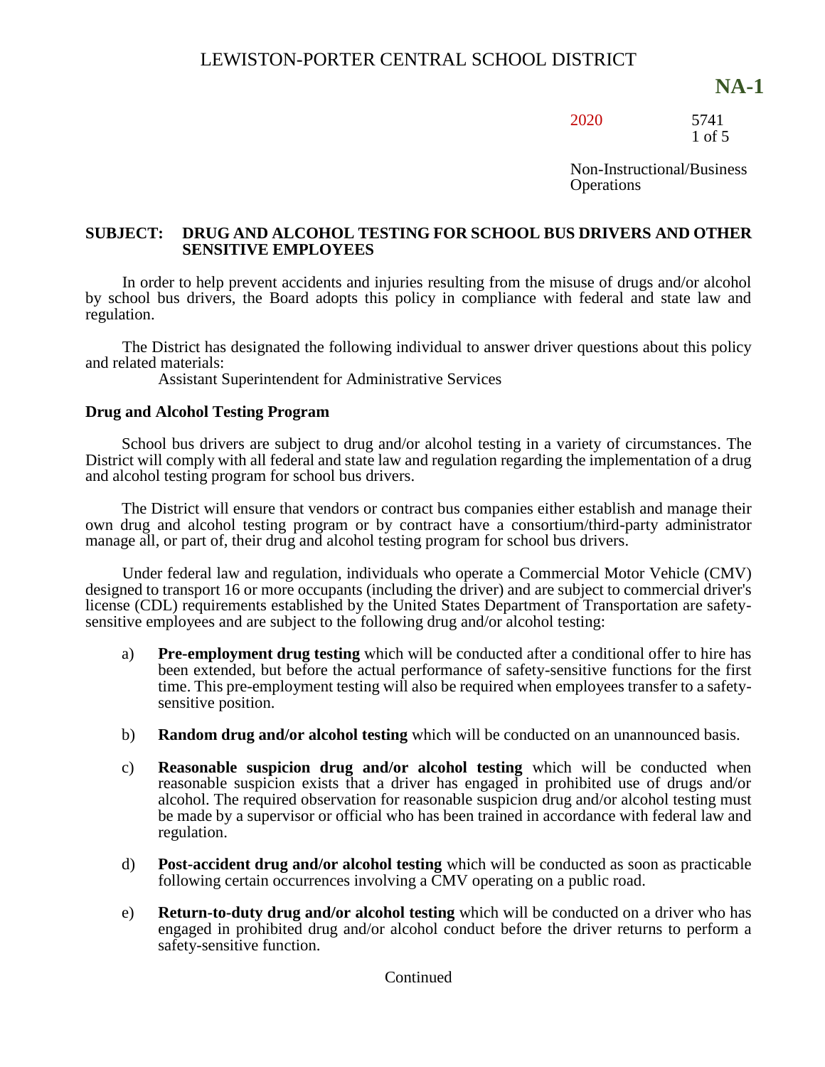# LEWISTON-PORTER CENTRAL SCHOOL DISTRICT

**NA-1**

2020 5741

Non-Instructional/Business Operations

**SUBJECT: DRUG AND ALCOHOL TESTING FOR SCHOOL BUS DRIVERS AND OTHER SENSITIVE EMPLOYEES**

In order to help prevent accidents and injuries resulting from the misuse of drugs and/or alcohol by school bus drivers, the Board adopts this policy in compliance with federal and state law and regulation.

The District has designated the following individual to answer driver questions about this policy and related materials:

Assistant Superintendent for Administrative Services

## Drug and Alcohol Testing Program

School bus drivers are subject to drug and/or alcohol testing in a variety of circumstances. The District will comply with all federal and state law and regulation regarding the implementation of a drug and alcohol testing program for school bus drivers.

The District will ensure that vendors or contract bus companies either establish and manage their own drug and alcohol testing program or by contract have a consortium/third-party administrator manage all, or part of, their drug and alcohol testing program for school bus drivers.

Under federal law and regulation, individuals who operate a Commercial Motor Vehicle (CMV) designed to transport 16 or more occupants (including the driver) and are subject to commercial driver's license (CDL) requirements established by the United States Department of Transportation are safety-sensitive employees and are subject to the following drug and/or alcohol testing:

a) **Pre-employment drug testing** which will be conducted after a conditional offer to hire has been extended, but before the actual performance of safety-sensitive functions for the first time. This pre-employment testing will also be required when employees transfer to a safety-sensitive position.

b) **Random drug and/or alcohol testing** which will be conducted on an unannounced basis.

c) **Reasonable suspicion drug and/or alcohol testing** which will be conducted when reasonable suspicion exists that a driver has engaged in prohibited use of drugs and/or alcohol. The required observation for reasonable suspicion drug and/or alcohol testing must be made by a supervisor or official who has been trained in accordance with federal law and regulation.

d) **Post-accident drug and/or alcohol testing** which will be conducted as soon as practicable following certain occurrences involving a CMV operating on a public road.

e) **Return-to-duty drug and/or alcohol testing** which will be conducted on a driver who has engaged in prohibited drug and/or alcohol conduct before the driver returns to perform a safety-sensitive function.

Continued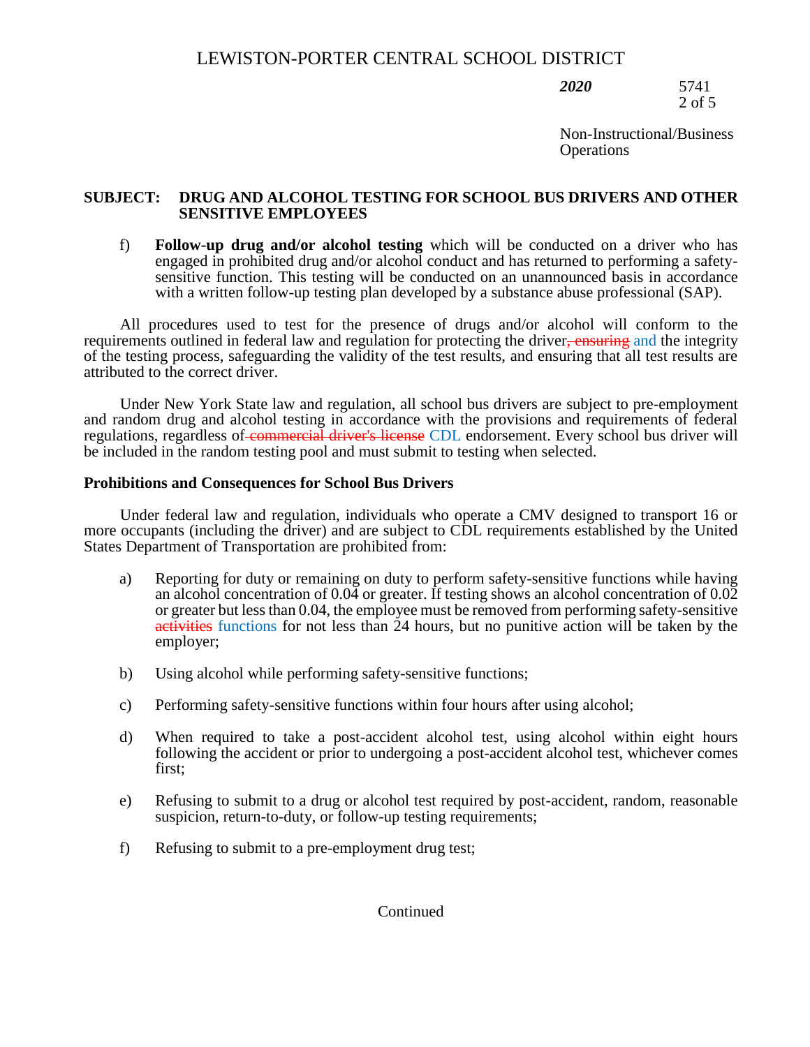f) **Follow-up drug and/or alcohol testing** which will be conducted on a driver who has engaged in prohibited drug and/or alcohol conduct and has returned to performing a safety-sensitive function. This testing will be conducted on an unannounced basis in accordance with a written follow-up testing plan developed by a substance abuse professional (SAP).

All procedures used to test for the presence of drugs and/or alcohol will conform to the requirements outlined in federal law and regulation for protecting the driver~~, ensuring~~ and the integrity of the testing process, safeguarding the validity of the test results, and ensuring that all test results are attributed to the correct driver.

Under New York State law and regulation, all school bus drivers are subject to pre-employment and random drug and alcohol testing in accordance with the provisions and requirements of federal regulations, regardless of ~~commercial driver's license~~ CDL endorsement. Every school bus driver will be included in the random testing pool and must submit to testing when selected.

**Prohibitions and Consequences for School Bus Drivers**

Under federal law and regulation, individuals who operate a CMV designed to transport 16 or more occupants (including the driver) and are subject to CDL requirements established by the United States Department of Transportation are prohibited from:

a) Reporting for duty or remaining on duty to perform safety-sensitive functions while having an alcohol concentration of 0.04 or greater. If testing shows an alcohol concentration of 0.02 or greater but less than 0.04, the employee must be removed from performing safety-sensitive ~~activities~~ functions for not less than 24 hours, but no punitive action will be taken by the employer;

b) Using alcohol while performing safety-sensitive functions;

c) Performing safety-sensitive functions within four hours after using alcohol;

d) When required to take a post-accident alcohol test, using alcohol within eight hours following the accident or prior to undergoing a post-accident alcohol test, whichever comes first;

e) Refusing to submit to a drug or alcohol test required by post-accident, random, reasonable suspicion, return-to-duty, or follow-up testing requirements;

f) Refusing to submit to a pre-employment drug test;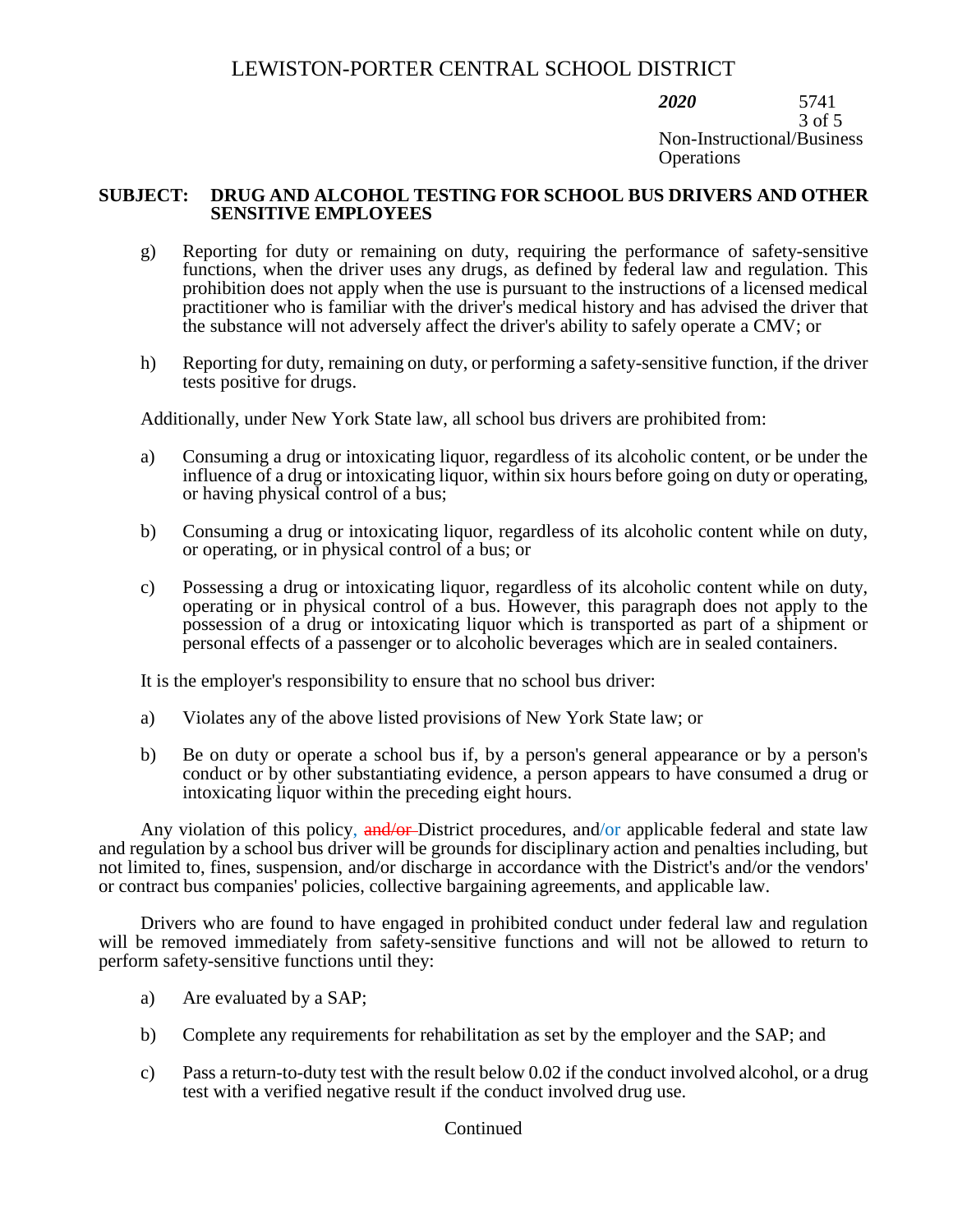**SUBJECT: DRUG AND ALCOHOL TESTING FOR SCHOOL BUS DRIVERS AND OTHER SENSITIVE EMPLOYEES**

g) Reporting for duty or remaining on duty, requiring the performance of safety-sensitive functions, when the driver uses any drugs, as defined by federal law and regulation. This prohibition does not apply when the use is pursuant to the instructions of a licensed medical practitioner who is familiar with the driver's medical history and has advised the driver that the substance will not adversely affect the driver's ability to safely operate a CMV; or

h) Reporting for duty, remaining on duty, or performing a safety-sensitive function, if the driver tests positive for drugs.

Additionally, under New York State law, all school bus drivers are prohibited from:

a) Consuming a drug or intoxicating liquor, regardless of its alcoholic content, or be under the influence of a drug or intoxicating liquor, within six hours before going on duty or operating, or having physical control of a bus;

b) Consuming a drug or intoxicating liquor, regardless of its alcoholic content while on duty, or operating, or in physical control of a bus; or

c) Possessing a drug or intoxicating liquor, regardless of its alcoholic content while on duty, operating or in physical control of a bus. However, this paragraph does not apply to the possession of a drug or intoxicating liquor which is transported as part of a shipment or personal effects of a passenger or to alcoholic beverages which are in sealed containers.

It is the employer's responsibility to ensure that no school bus driver:

a) Violates any of the above listed provisions of New York State law; or

b) Be on duty or operate a school bus if, by a person's general appearance or by a person's conduct or by other substantiating evidence, a person appears to have consumed a drug or intoxicating liquor within the preceding eight hours.

Any violation of this policy, ~~and/or~~ District procedures, and/or applicable federal and state law and regulation by a school bus driver will be grounds for disciplinary action and penalties including, but not limited to, fines, suspension, and/or discharge in accordance with the District's and/or the vendors' or contract bus companies' policies, collective bargaining agreements, and applicable law.

Drivers who are found to have engaged in prohibited conduct under federal law and regulation will be removed immediately from safety-sensitive functions and will not be allowed to return to perform safety-sensitive functions until they:

a) Are evaluated by a SAP;

b) Complete any requirements for rehabilitation as set by the employer and the SAP; and

c) Pass a return-to-duty test with the result below 0.02 if the conduct involved alcohol, or a drug test with a verified negative result if the conduct involved drug use.

Continued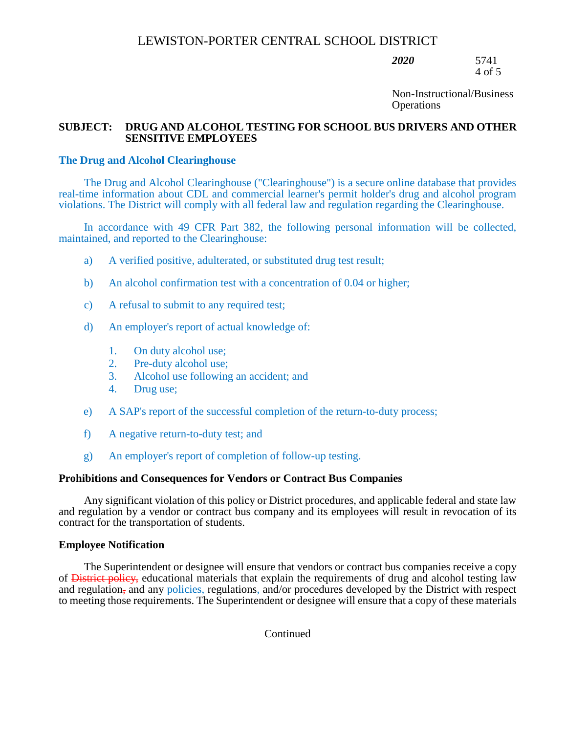**SUBJECT: DRUG AND ALCOHOL TESTING FOR SCHOOL BUS DRIVERS AND OTHER SENSITIVE EMPLOYEES**

## The Drug and Alcohol Clearinghouse

The Drug and Alcohol Clearinghouse ("Clearinghouse") is a secure online database that provides real-time information about CDL and commercial learner's permit holder's drug and alcohol program violations. The District will comply with all federal law and regulation regarding the Clearinghouse.

In accordance with 49 CFR Part 382, the following personal information will be collected, maintained, and reported to the Clearinghouse:

a) A verified positive, adulterated, or substituted drug test result;

b) An alcohol confirmation test with a concentration of 0.04 or higher;

c) A refusal to submit to any required test;

d) An employer's report of actual knowledge of:

1. On duty alcohol use;
2. Pre-duty alcohol use;
3. Alcohol use following an accident; and
4. Drug use;

e) A SAP's report of the successful completion of the return-to-duty process;

f) A negative return-to-duty test; and

g) An employer's report of completion of follow-up testing.

## Prohibitions and Consequences for Vendors or Contract Bus Companies

Any significant violation of this policy or District procedures, and applicable federal and state law and regulation by a vendor or contract bus company and its employees will result in revocation of its contract for the transportation of students.

## Employee Notification

The Superintendent or designee will ensure that vendors or contract bus companies receive a copy of ~~District policy,~~ educational materials that explain the requirements of drug and alcohol testing law and regulation~~,~~ and any policies, regulations, and/or procedures developed by the District with respect to meeting those requirements. The Superintendent or designee will ensure that a copy of these materials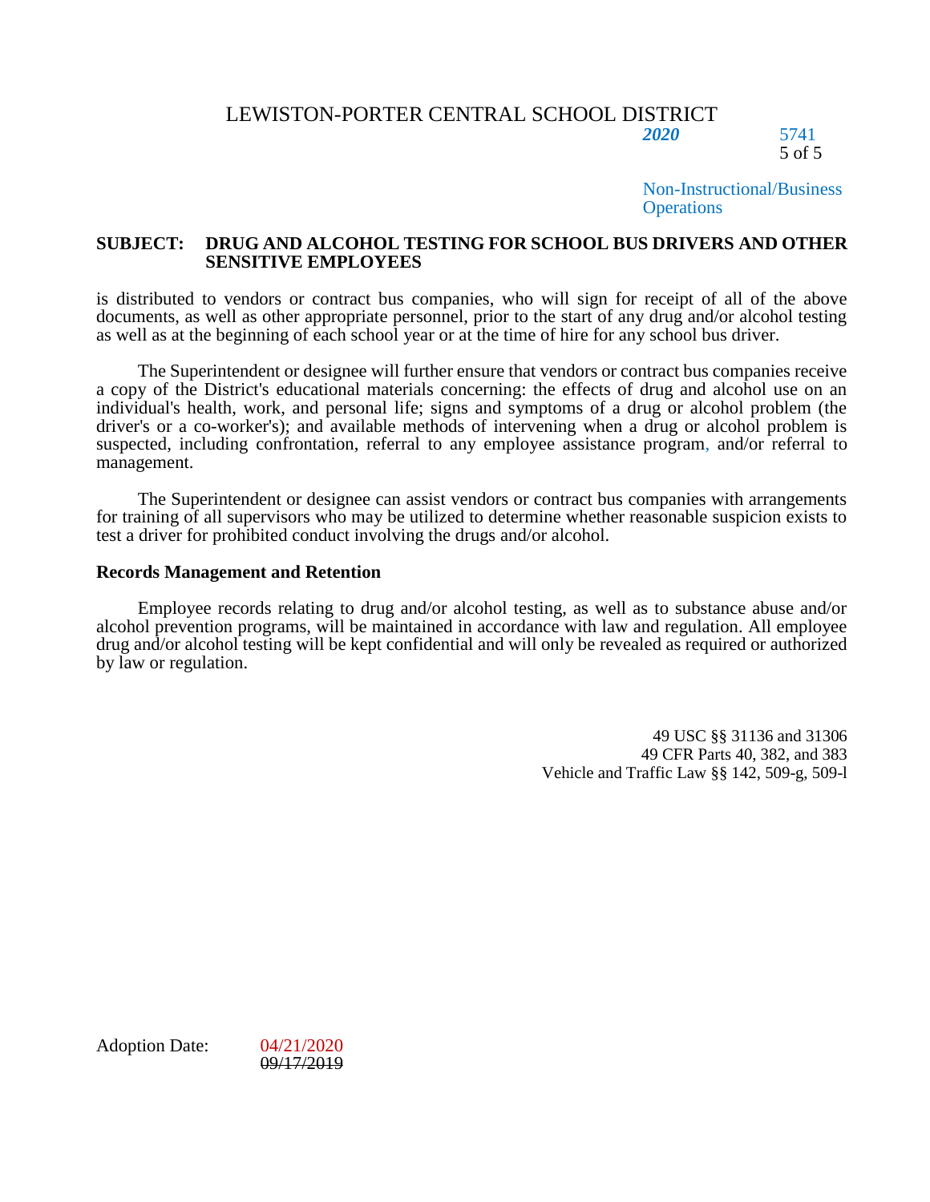**SUBJECT: DRUG AND ALCOHOL TESTING FOR SCHOOL BUS DRIVERS AND OTHER SENSITIVE EMPLOYEES**

is distributed to vendors or contract bus companies, who will sign for receipt of all of the above documents, as well as other appropriate personnel, prior to the start of any drug and/or alcohol testing as well as at the beginning of each school year or at the time of hire for any school bus driver.

The Superintendent or designee will further ensure that vendors or contract bus companies receive a copy of the District's educational materials concerning: the effects of drug and alcohol use on an individual's health, work, and personal life; signs and symptoms of a drug or alcohol problem (the driver's or a co-worker's); and available methods of intervening when a drug or alcohol problem is suspected, including confrontation, referral to any employee assistance program, and/or referral to management.

The Superintendent or designee can assist vendors or contract bus companies with arrangements for training of all supervisors who may be utilized to determine whether reasonable suspicion exists to test a driver for prohibited conduct involving the drugs and/or alcohol.

**Records Management and Retention**

Employee records relating to drug and/or alcohol testing, as well as to substance abuse and/or alcohol prevention programs, will be maintained in accordance with law and regulation. All employee drug and/or alcohol testing will be kept confidential and will only be revealed as required or authorized by law or regulation.

49 USC §§ 31136 and 31306
49 CFR Parts 40, 382, and 383
Vehicle and Traffic Law §§ 142, 509-g, 509-l

Adoption Date: 04/21/2020
~~09/17/2019~~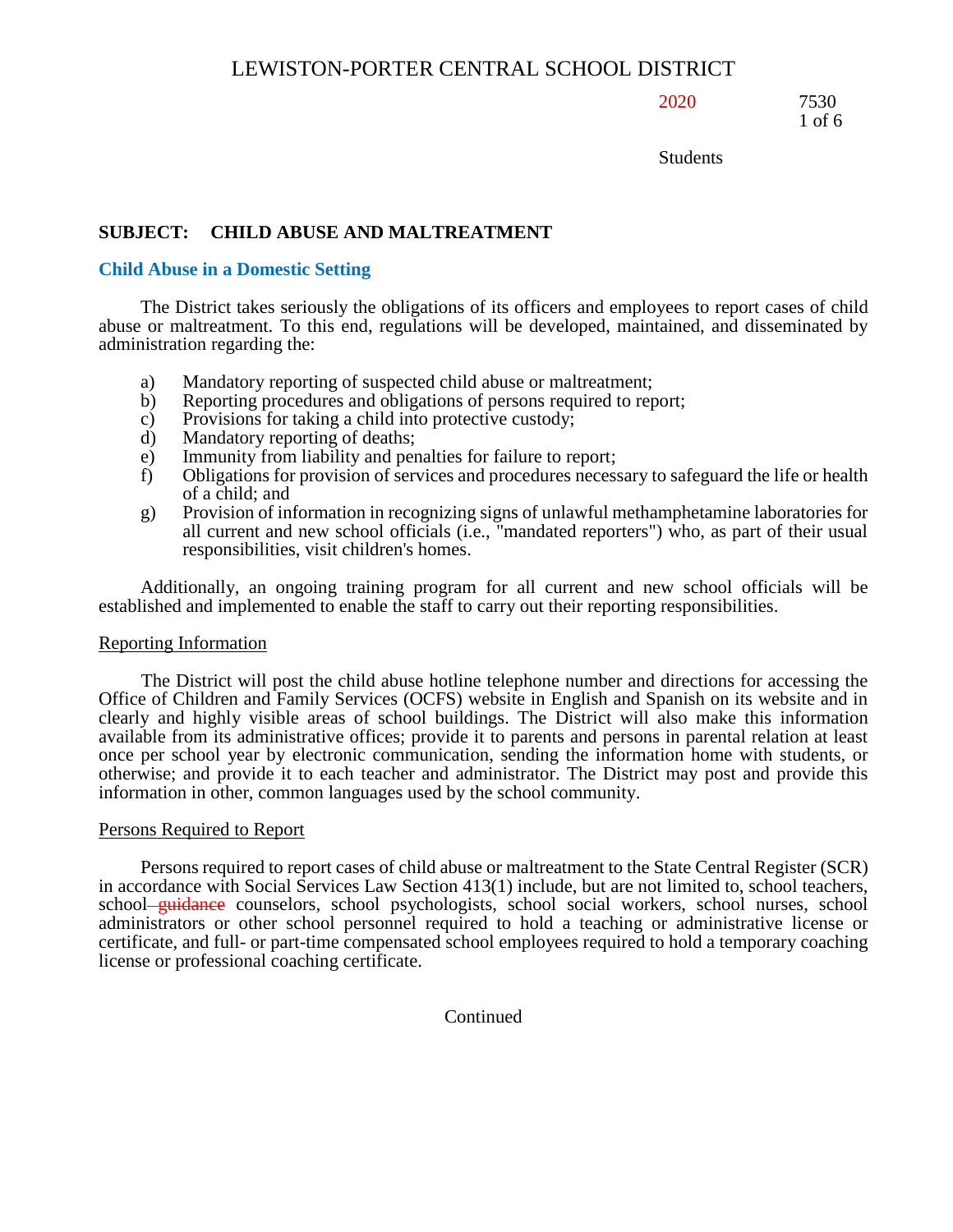# LEWISTON-PORTER CENTRAL SCHOOL DISTRICT

2020 7530

Students

**SUBJECT: CHILD ABUSE AND MALTREATMENT**

## Child Abuse in a Domestic Setting

The District takes seriously the obligations of its officers and employees to report cases of child abuse or maltreatment. To this end, regulations will be developed, maintained, and disseminated by administration regarding the:

a) Mandatory reporting of suspected child abuse or maltreatment;
b) Reporting procedures and obligations of persons required to report;
c) Provisions for taking a child into protective custody;
d) Mandatory reporting of deaths;
e) Immunity from liability and penalties for failure to report;
f) Obligations for provision of services and procedures necessary to safeguard the life or health of a child; and
g) Provision of information in recognizing signs of unlawful methamphetamine laboratories for all current and new school officials (i.e., "mandated reporters") who, as part of their usual responsibilities, visit children's homes.

Additionally, an ongoing training program for all current and new school officials will be established and implemented to enable the staff to carry out their reporting responsibilities.

Reporting Information

The District will post the child abuse hotline telephone number and directions for accessing the Office of Children and Family Services (OCFS) website in English and Spanish on its website and in clearly and highly visible areas of school buildings. The District will also make this information available from its administrative offices; provide it to parents and persons in parental relation at least once per school year by electronic communication, sending the information home with students, or otherwise; and provide it to each teacher and administrator. The District may post and provide this information in other, common languages used by the school community.

Persons Required to Report

Persons required to report cases of child abuse or maltreatment to the State Central Register (SCR) in accordance with Social Services Law Section 413(1) include, but are not limited to, school teachers, school ~~guidance~~ counselors, school psychologists, school social workers, school nurses, school administrators or other school personnel required to hold a teaching or administrative license or certificate, and full- or part-time compensated school employees required to hold a temporary coaching license or professional coaching certificate.

Continued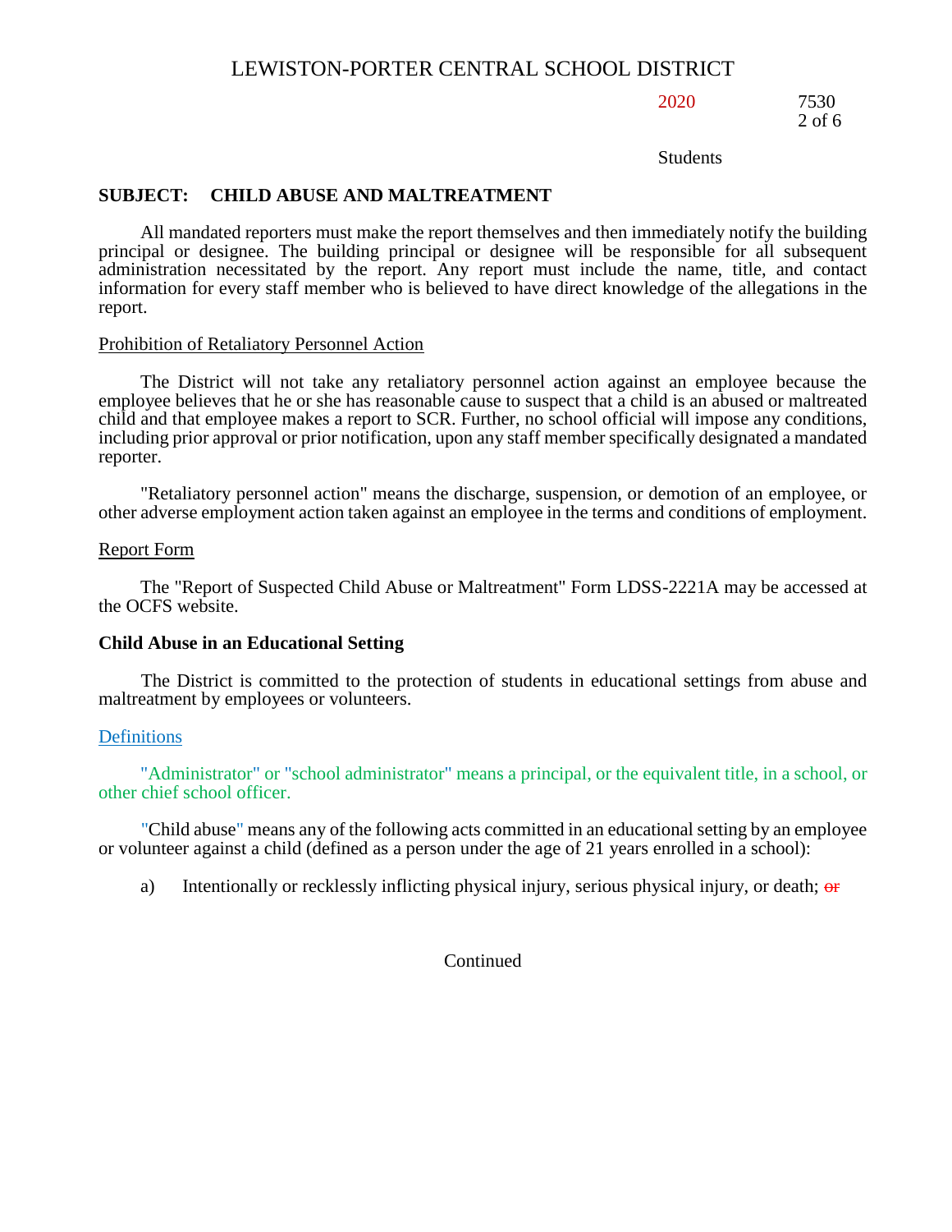## SUBJECT: CHILD ABUSE AND MALTREATMENT

All mandated reporters must make the report themselves and then immediately notify the building principal or designee. The building principal or designee will be responsible for all subsequent administration necessitated by the report. Any report must include the name, title, and contact information for every staff member who is believed to have direct knowledge of the allegations in the report.

Prohibition of Retaliatory Personnel Action

The District will not take any retaliatory personnel action against an employee because the employee believes that he or she has reasonable cause to suspect that a child is an abused or maltreated child and that employee makes a report to SCR. Further, no school official will impose any conditions, including prior approval or prior notification, upon any staff member specifically designated a mandated reporter.

"Retaliatory personnel action" means the discharge, suspension, or demotion of an employee, or other adverse employment action taken against an employee in the terms and conditions of employment.

Report Form

The "Report of Suspected Child Abuse or Maltreatment" Form LDSS-2221A may be accessed at the OCFS website.

**Child Abuse in an Educational Setting**

The District is committed to the protection of students in educational settings from abuse and maltreatment by employees or volunteers.

Definitions

"Administrator" or "school administrator" means a principal, or the equivalent title, in a school, or other chief school officer.

"Child abuse" means any of the following acts committed in an educational setting by an employee or volunteer against a child (defined as a person under the age of 21 years enrolled in a school):

a) Intentionally or recklessly inflicting physical injury, serious physical injury, or death; ~~or~~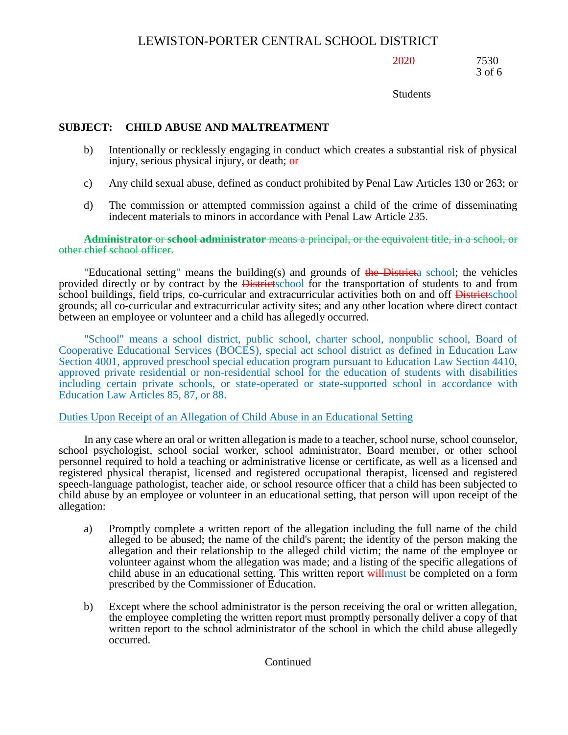**SUBJECT: CHILD ABUSE AND MALTREATMENT**

b) Intentionally or recklessly engaging in conduct which creates a substantial risk of physical injury, serious physical injury, or death; ~~or~~

c) Any child sexual abuse, defined as conduct prohibited by Penal Law Articles 130 or 263; or

d) The commission or attempted commission against a child of the crime of disseminating indecent materials to minors in accordance with Penal Law Article 235.

~~**Administrator** or **school administrator** means a principal, or the equivalent title, in a school, or other chief school officer.~~

"Educational setting" means the building(s) and grounds of ~~the District~~a school; the vehicles provided directly or by contract by the ~~District~~school for the transportation of students to and from school buildings, field trips, co-curricular and extracurricular activities both on and off ~~District~~school grounds; all co-curricular and extracurricular activity sites; and any other location where direct contact between an employee or volunteer and a child has allegedly occurred.

"School" means a school district, public school, charter school, nonpublic school, Board of Cooperative Educational Services (BOCES), special act school district as defined in Education Law Section 4001, approved preschool special education program pursuant to Education Law Section 4410, approved private residential or non-residential school for the education of students with disabilities including certain private schools, or state-operated or state-supported school in accordance with Education Law Articles 85, 87, or 88.

Duties Upon Receipt of an Allegation of Child Abuse in an Educational Setting

In any case where an oral or written allegation is made to a teacher, school nurse, school counselor, school psychologist, school social worker, school administrator, Board member, or other school personnel required to hold a teaching or administrative license or certificate, as well as a licensed and registered physical therapist, licensed and registered occupational therapist, licensed and registered speech-language pathologist, teacher aide, or school resource officer that a child has been subjected to child abuse by an employee or volunteer in an educational setting, that person will upon receipt of the allegation:

a) Promptly complete a written report of the allegation including the full name of the child alleged to be abused; the name of the child's parent; the identity of the person making the allegation and their relationship to the alleged child victim; the name of the employee or volunteer against whom the allegation was made; and a listing of the specific allegations of child abuse in an educational setting. This written report ~~will~~must be completed on a form prescribed by the Commissioner of Education.

b) Except where the school administrator is the person receiving the oral or written allegation, the employee completing the written report must promptly personally deliver a copy of that written report to the school administrator of the school in which the child abuse allegedly occurred.

Continued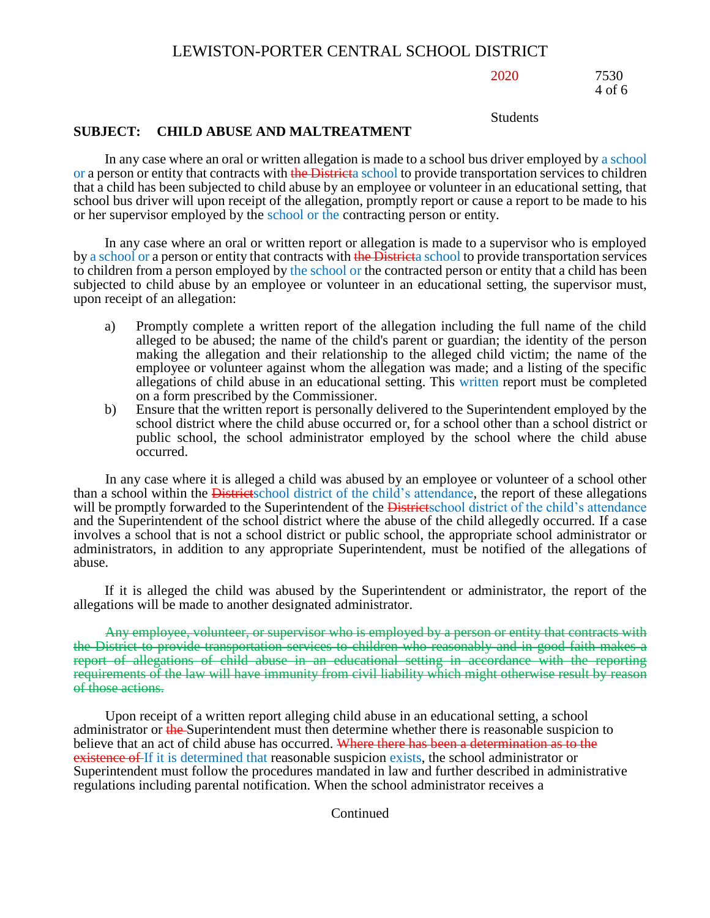In any case where an oral or written allegation is made to a school bus driver employed by a school or a person or entity that contracts with ~~the District~~a school to provide transportation services to children that a child has been subjected to child abuse by an employee or volunteer in an educational setting, that school bus driver will upon receipt of the allegation, promptly report or cause a report to be made to his or her supervisor employed by the school or the contracting person or entity.

In any case where an oral or written report or allegation is made to a supervisor who is employed by a school or a person or entity that contracts with ~~the District~~a school to provide transportation services to children from a person employed by the school or the contracted person or entity that a child has been subjected to child abuse by an employee or volunteer in an educational setting, the supervisor must, upon receipt of an allegation:

a) Promptly complete a written report of the allegation including the full name of the child alleged to be abused; the name of the child's parent or guardian; the identity of the person making the allegation and their relationship to the alleged child victim; the name of the employee or volunteer against whom the allegation was made; and a listing of the specific allegations of child abuse in an educational setting. This written report must be completed on a form prescribed by the Commissioner.

b) Ensure that the written report is personally delivered to the Superintendent employed by the school district where the child abuse occurred or, for a school other than a school district or public school, the school administrator employed by the school where the child abuse occurred.

In any case where it is alleged a child was abused by an employee or volunteer of a school other than a school within the ~~District~~school district of the child's attendance, the report of these allegations will be promptly forwarded to the Superintendent of the ~~District~~school district of the child's attendance and the Superintendent of the school district where the abuse of the child allegedly occurred. If a case involves a school that is not a school district or public school, the appropriate school administrator or administrators, in addition to any appropriate Superintendent, must be notified of the allegations of abuse.

If it is alleged the child was abused by the Superintendent or administrator, the report of the allegations will be made to another designated administrator.

~~Any employee, volunteer, or supervisor who is employed by a person or entity that contracts with the District to provide transportation services to children who reasonably and in good faith makes a report of allegations of child abuse in an educational setting in accordance with the reporting requirements of the law will have immunity from civil liability which might otherwise result by reason of those actions.~~

Upon receipt of a written report alleging child abuse in an educational setting, a school administrator or ~~the~~ Superintendent must then determine whether there is reasonable suspicion to believe that an act of child abuse has occurred. ~~Where there has been a determination as to the existence of~~ If it is determined that reasonable suspicion exists, the school administrator or Superintendent must follow the procedures mandated in law and further described in administrative regulations including parental notification. When the school administrator receives a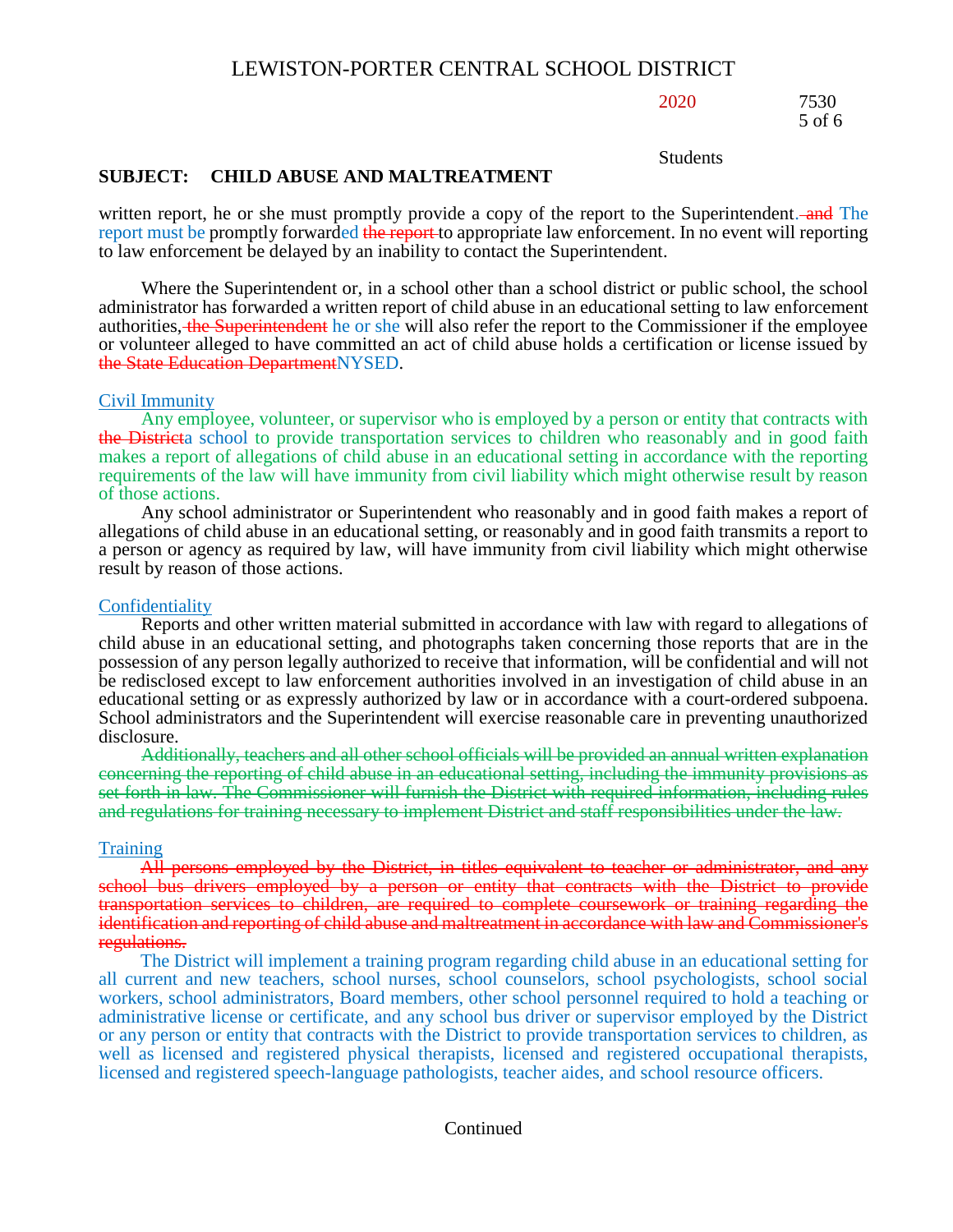**SUBJECT: CHILD ABUSE AND MALTREATMENT**

written report, he or she must promptly provide a copy of the report to the Superintendent. ~~and~~ The report must be promptly forwarded ~~the report~~ to appropriate law enforcement. In no event will reporting to law enforcement be delayed by an inability to contact the Superintendent.

Where the Superintendent or, in a school other than a school district or public school, the school administrator has forwarded a written report of child abuse in an educational setting to law enforcement authorities, ~~the Superintendent~~ he or she will also refer the report to the Commissioner if the employee or volunteer alleged to have committed an act of child abuse holds a certification or license issued by ~~the State Education Department~~NYSED.

## Civil Immunity

Any employee, volunteer, or supervisor who is employed by a person or entity that contracts with ~~the District~~a school to provide transportation services to children who reasonably and in good faith makes a report of allegations of child abuse in an educational setting in accordance with the reporting requirements of the law will have immunity from civil liability which might otherwise result by reason of those actions.

Any school administrator or Superintendent who reasonably and in good faith makes a report of allegations of child abuse in an educational setting, or reasonably and in good faith transmits a report to a person or agency as required by law, will have immunity from civil liability which might otherwise result by reason of those actions.

## Confidentiality

Reports and other written material submitted in accordance with law with regard to allegations of child abuse in an educational setting, and photographs taken concerning those reports that are in the possession of any person legally authorized to receive that information, will be confidential and will not be redisclosed except to law enforcement authorities involved in an investigation of child abuse in an educational setting or as expressly authorized by law or in accordance with a court-ordered subpoena. School administrators and the Superintendent will exercise reasonable care in preventing unauthorized disclosure.

~~Additionally, teachers and all other school officials will be provided an annual written explanation concerning the reporting of child abuse in an educational setting, including the immunity provisions as set forth in law. The Commissioner will furnish the District with required information, including rules and regulations for training necessary to implement District and staff responsibilities under the law.~~

## Training

~~All persons employed by the District, in titles equivalent to teacher or administrator, and any school bus drivers employed by a person or entity that contracts with the District to provide transportation services to children, are required to complete coursework or training regarding the identification and reporting of child abuse and maltreatment in accordance with law and Commissioner's regulations.~~

The District will implement a training program regarding child abuse in an educational setting for all current and new teachers, school nurses, school counselors, school psychologists, school social workers, school administrators, Board members, other school personnel required to hold a teaching or administrative license or certificate, and any school bus driver or supervisor employed by the District or any person or entity that contracts with the District to provide transportation services to children, as well as licensed and registered physical therapists, licensed and registered occupational therapists, licensed and registered speech-language pathologists, teacher aides, and school resource officers.

Continued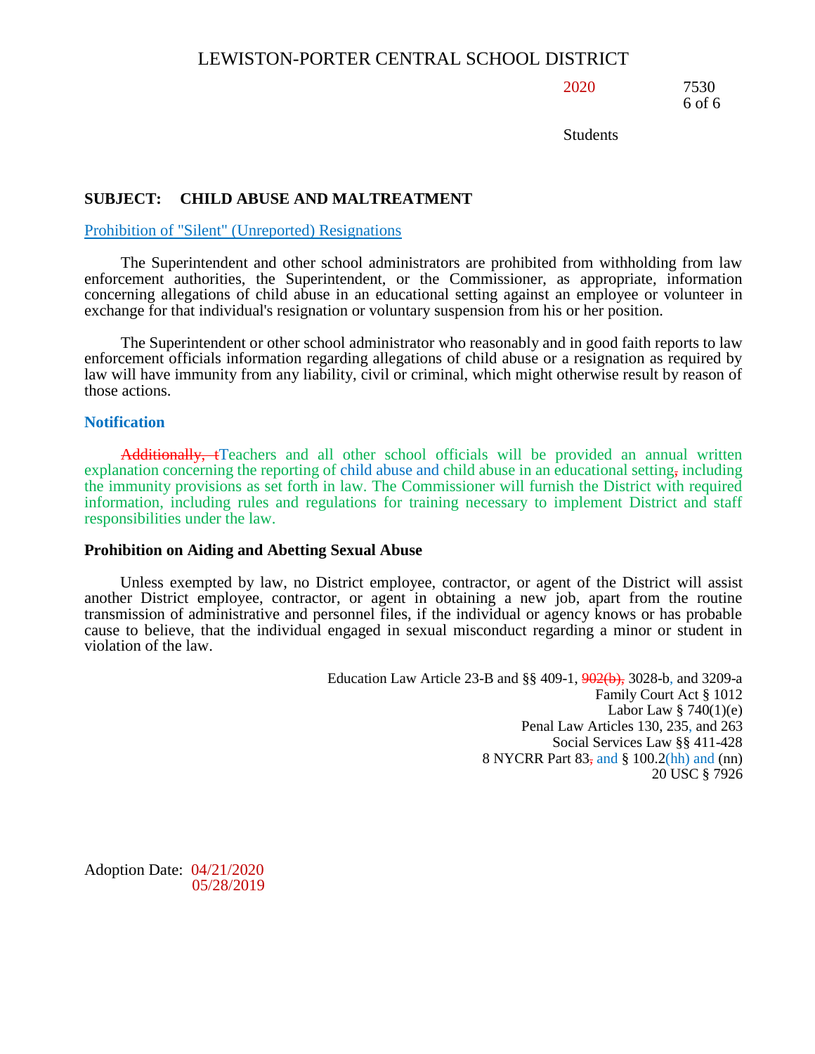## SUBJECT: CHILD ABUSE AND MALTREATMENT

Prohibition of "Silent" (Unreported) Resignations

The Superintendent and other school administrators are prohibited from withholding from law enforcement authorities, the Superintendent, or the Commissioner, as appropriate, information concerning allegations of child abuse in an educational setting against an employee or volunteer in exchange for that individual's resignation or voluntary suspension from his or her position.

The Superintendent or other school administrator who reasonably and in good faith reports to law enforcement officials information regarding allegations of child abuse or a resignation as required by law will have immunity from any liability, civil or criminal, which might otherwise result by reason of those actions.

### Notification

~~Additionally, t~~Teachers and all other school officials will be provided an annual written explanation concerning the reporting of child abuse and child abuse in an educational setting~~,~~ including the immunity provisions as set forth in law. The Commissioner will furnish the District with required information, including rules and regulations for training necessary to implement District and staff responsibilities under the law.

### Prohibition on Aiding and Abetting Sexual Abuse

Unless exempted by law, no District employee, contractor, or agent of the District will assist another District employee, contractor, or agent in obtaining a new job, apart from the routine transmission of administrative and personnel files, if the individual or agency knows or has probable cause to believe, that the individual engaged in sexual misconduct regarding a minor or student in violation of the law.

Education Law Article 23-B and §§ 409-1, ~~902(b),~~ 3028-b, and 3209-a
Family Court Act § 1012
Labor Law § 740(1)(e)
Penal Law Articles 130, 235, and 263
Social Services Law §§ 411-428
8 NYCRR Part 83~~,~~ and § 100.2(hh) and (nn)
20 USC § 7926

Adoption Date: 04/21/2020
05/28/2019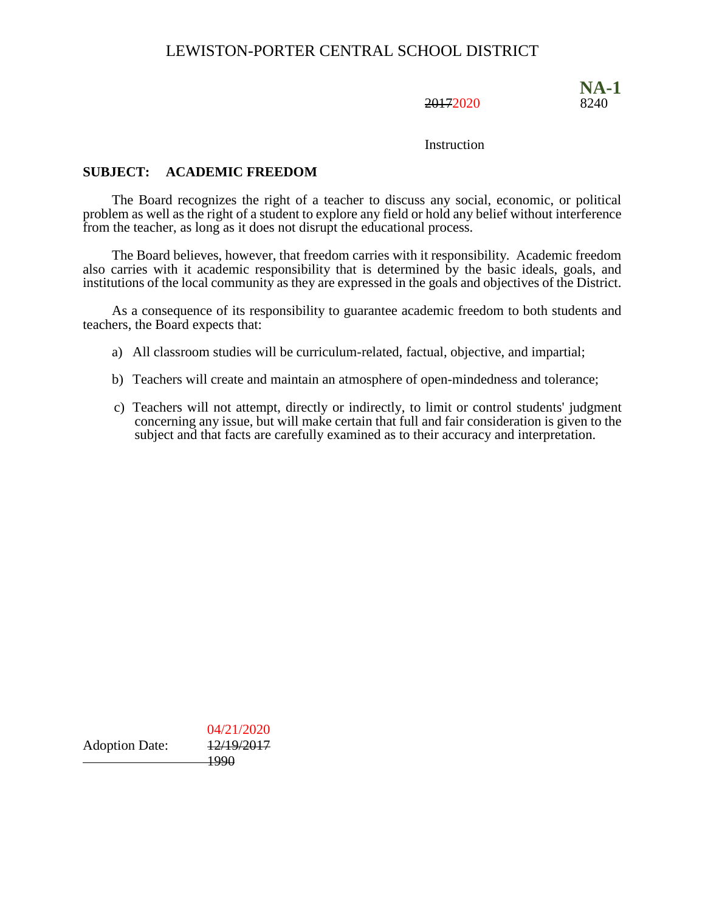# LEWISTON-PORTER CENTRAL SCHOOL DISTRICT

**NA-1**

~~2017~~2020 8240

Instruction

**SUBJECT: ACADEMIC FREEDOM**

The Board recognizes the right of a teacher to discuss any social, economic, or political problem as well as the right of a student to explore any field or hold any belief without interference from the teacher, as long as it does not disrupt the educational process.

The Board believes, however, that freedom carries with it responsibility. Academic freedom also carries with it academic responsibility that is determined by the basic ideals, goals, and institutions of the local community as they are expressed in the goals and objectives of the District.

As a consequence of its responsibility to guarantee academic freedom to both students and teachers, the Board expects that:

a) All classroom studies will be curriculum-related, factual, objective, and impartial;

b) Teachers will create and maintain an atmosphere of open-mindedness and tolerance;

c) Teachers will not attempt, directly or indirectly, to limit or control students' judgment concerning any issue, but will make certain that full and fair consideration is given to the subject and that facts are carefully examined as to their accuracy and interpretation.

Adoption Date: 04/21/2020
~~12/19/2017~~
~~1990~~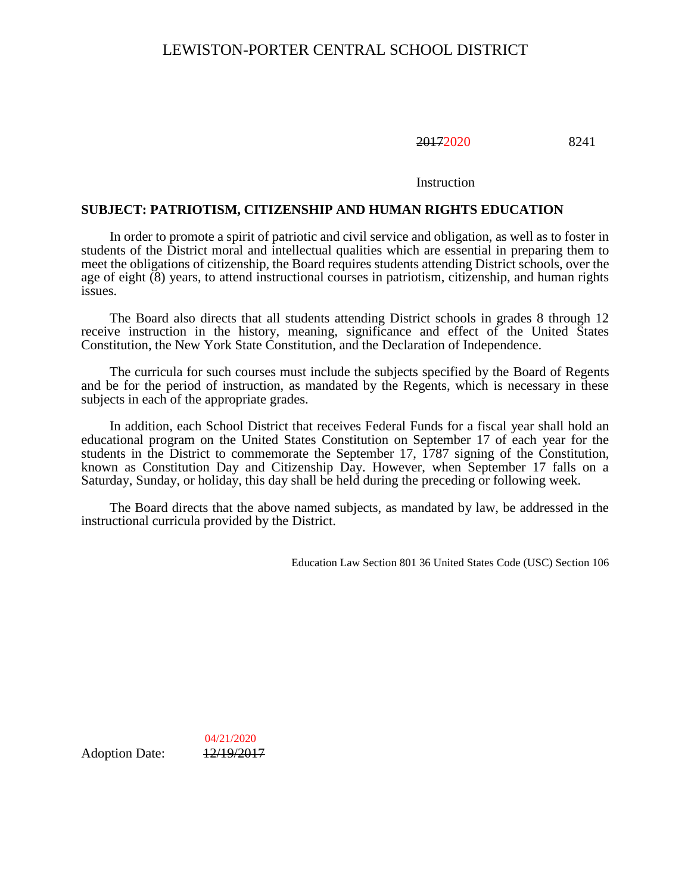# LEWISTON-PORTER CENTRAL SCHOOL DISTRICT

~~2017~~2020 8241

Instruction

**SUBJECT: PATRIOTISM, CITIZENSHIP AND HUMAN RIGHTS EDUCATION**

In order to promote a spirit of patriotic and civil service and obligation, as well as to foster in students of the District moral and intellectual qualities which are essential in preparing them to meet the obligations of citizenship, the Board requires students attending District schools, over the age of eight (8) years, to attend instructional courses in patriotism, citizenship, and human rights issues.

The Board also directs that all students attending District schools in grades 8 through 12 receive instruction in the history, meaning, significance and effect of the United States Constitution, the New York State Constitution, and the Declaration of Independence.

The curricula for such courses must include the subjects specified by the Board of Regents and be for the period of instruction, as mandated by the Regents, which is necessary in these subjects in each of the appropriate grades.

In addition, each School District that receives Federal Funds for a fiscal year shall hold an educational program on the United States Constitution on September 17 of each year for the students in the District to commemorate the September 17, 1787 signing of the Constitution, known as Constitution Day and Citizenship Day. However, when September 17 falls on a Saturday, Sunday, or holiday, this day shall be held during the preceding or following week.

The Board directs that the above named subjects, as mandated by law, be addressed in the instructional curricula provided by the District.

Education Law Section 801 36 United States Code (USC) Section 106

Adoption Date: 04/21/2020 ~~12/19/2017~~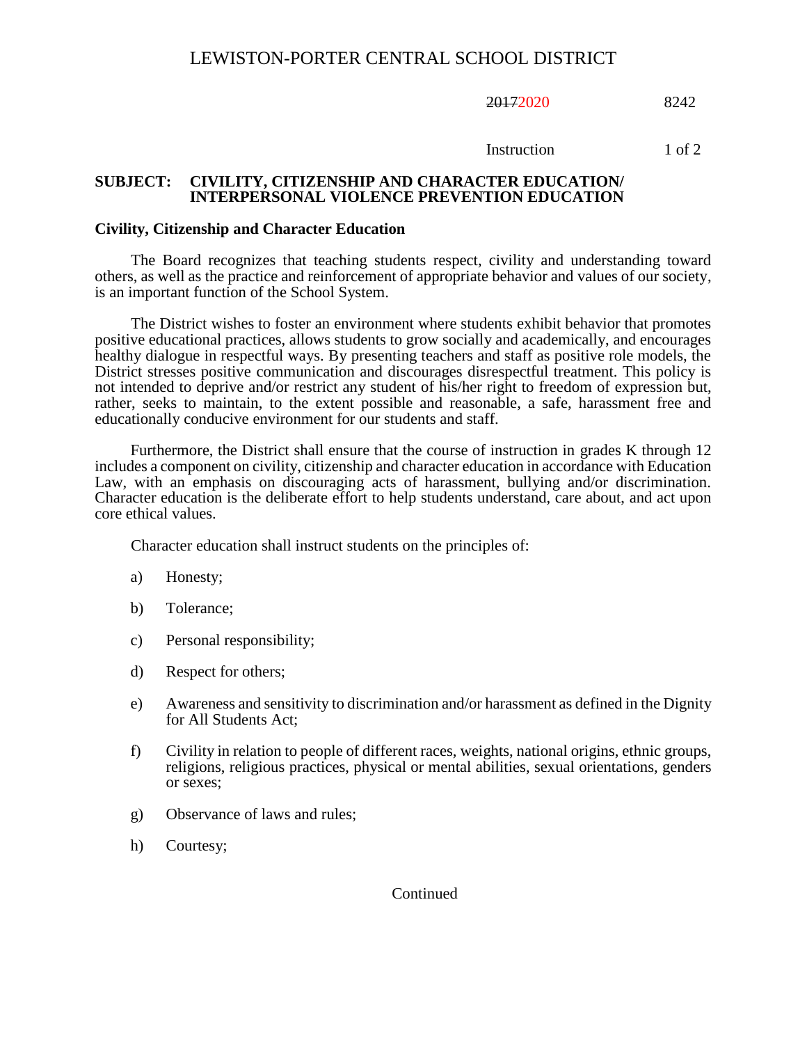# LEWISTON-PORTER CENTRAL SCHOOL DISTRICT

~~2017~~2020 8242

Instruction

**SUBJECT: CIVILITY, CITIZENSHIP AND CHARACTER EDUCATION/ INTERPERSONAL VIOLENCE PREVENTION EDUCATION**

**Civility, Citizenship and Character Education**

The Board recognizes that teaching students respect, civility and understanding toward others, as well as the practice and reinforcement of appropriate behavior and values of our society, is an important function of the School System.

The District wishes to foster an environment where students exhibit behavior that promotes positive educational practices, allows students to grow socially and academically, and encourages healthy dialogue in respectful ways. By presenting teachers and staff as positive role models, the District stresses positive communication and discourages disrespectful treatment. This policy is not intended to deprive and/or restrict any student of his/her right to freedom of expression but, rather, seeks to maintain, to the extent possible and reasonable, a safe, harassment free and educationally conducive environment for our students and staff.

Furthermore, the District shall ensure that the course of instruction in grades K through 12 includes a component on civility, citizenship and character education in accordance with Education Law, with an emphasis on discouraging acts of harassment, bullying and/or discrimination. Character education is the deliberate effort to help students understand, care about, and act upon core ethical values.

Character education shall instruct students on the principles of:

a) Honesty;

b) Tolerance;

c) Personal responsibility;

d) Respect for others;

e) Awareness and sensitivity to discrimination and/or harassment as defined in the Dignity for All Students Act;

f) Civility in relation to people of different races, weights, national origins, ethnic groups, religions, religious practices, physical or mental abilities, sexual orientations, genders or sexes;

g) Observance of laws and rules;

h) Courtesy;

Continued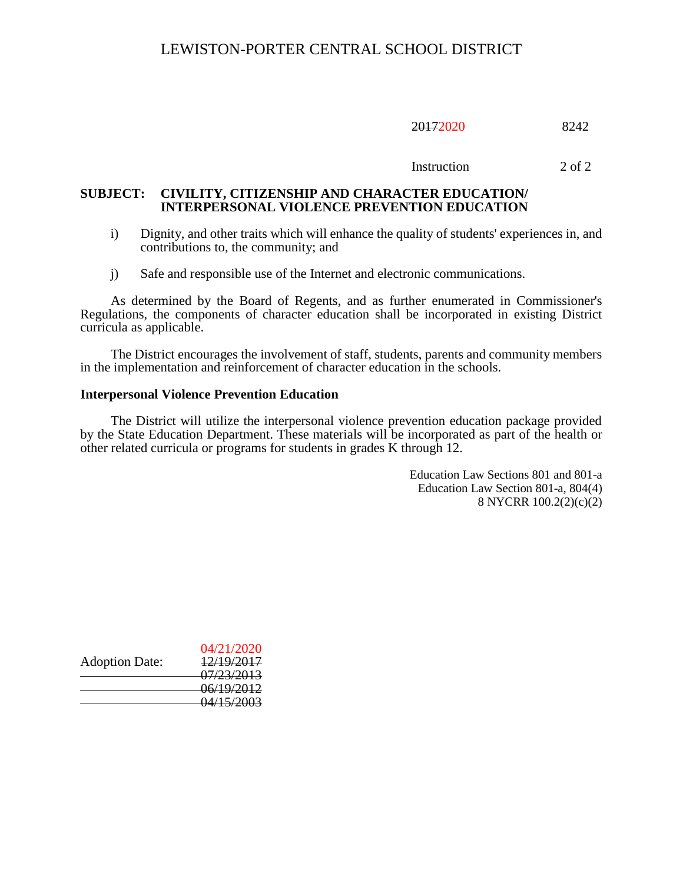**SUBJECT: CIVILITY, CITIZENSHIP AND CHARACTER EDUCATION/ INTERPERSONAL VIOLENCE PREVENTION EDUCATION**

i) Dignity, and other traits which will enhance the quality of students' experiences in, and contributions to, the community; and

j) Safe and responsible use of the Internet and electronic communications.

As determined by the Board of Regents, and as further enumerated in Commissioner's Regulations, the components of character education shall be incorporated in existing District curricula as applicable.

The District encourages the involvement of staff, students, parents and community members in the implementation and reinforcement of character education in the schools.

**Interpersonal Violence Prevention Education**

The District will utilize the interpersonal violence prevention education package provided by the State Education Department. These materials will be incorporated as part of the health or other related curricula or programs for students in grades K through 12.

Education Law Sections 801 and 801-a
Education Law Section 801-a, 804(4)
8 NYCRR 100.2(2)(c)(2)

Adoption Date: 04/21/2020
~~12/19/2017~~
~~07/23/2013~~
~~06/19/2012~~
~~04/15/2003~~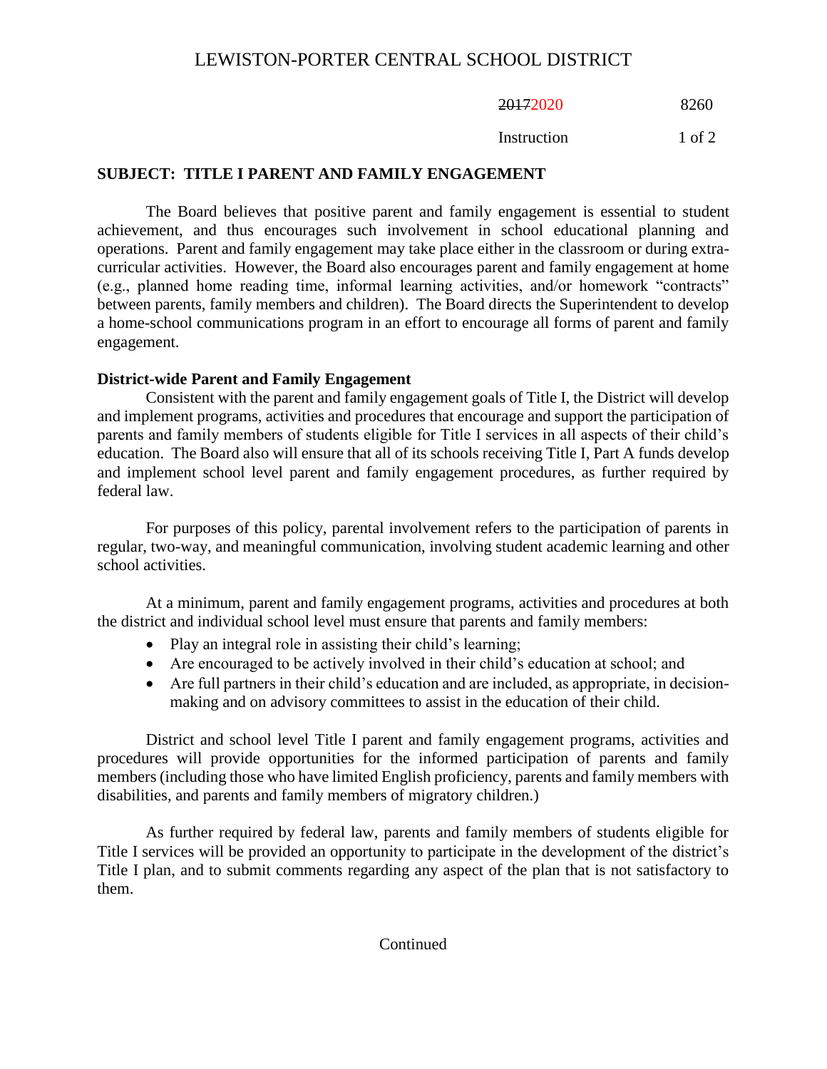# LEWISTON-PORTER CENTRAL SCHOOL DISTRICT

~~2017~~2020 8260

Instruction

## SUBJECT: TITLE I PARENT AND FAMILY ENGAGEMENT

The Board believes that positive parent and family engagement is essential to student achievement, and thus encourages such involvement in school educational planning and operations. Parent and family engagement may take place either in the classroom or during extra-curricular activities. However, the Board also encourages parent and family engagement at home (e.g., planned home reading time, informal learning activities, and/or homework "contracts" between parents, family members and children). The Board directs the Superintendent to develop a home-school communications program in an effort to encourage all forms of parent and family engagement.

### District-wide Parent and Family Engagement

Consistent with the parent and family engagement goals of Title I, the District will develop and implement programs, activities and procedures that encourage and support the participation of parents and family members of students eligible for Title I services in all aspects of their child's education. The Board also will ensure that all of its schools receiving Title I, Part A funds develop and implement school level parent and family engagement procedures, as further required by federal law.

For purposes of this policy, parental involvement refers to the participation of parents in regular, two-way, and meaningful communication, involving student academic learning and other school activities.

At a minimum, parent and family engagement programs, activities and procedures at both the district and individual school level must ensure that parents and family members:

- Play an integral role in assisting their child's learning;
- Are encouraged to be actively involved in their child's education at school; and
- Are full partners in their child's education and are included, as appropriate, in decision-making and on advisory committees to assist in the education of their child.

District and school level Title I parent and family engagement programs, activities and procedures will provide opportunities for the informed participation of parents and family members (including those who have limited English proficiency, parents and family members with disabilities, and parents and family members of migratory children.)

As further required by federal law, parents and family members of students eligible for Title I services will be provided an opportunity to participate in the development of the district's Title I plan, and to submit comments regarding any aspect of the plan that is not satisfactory to them.

Continued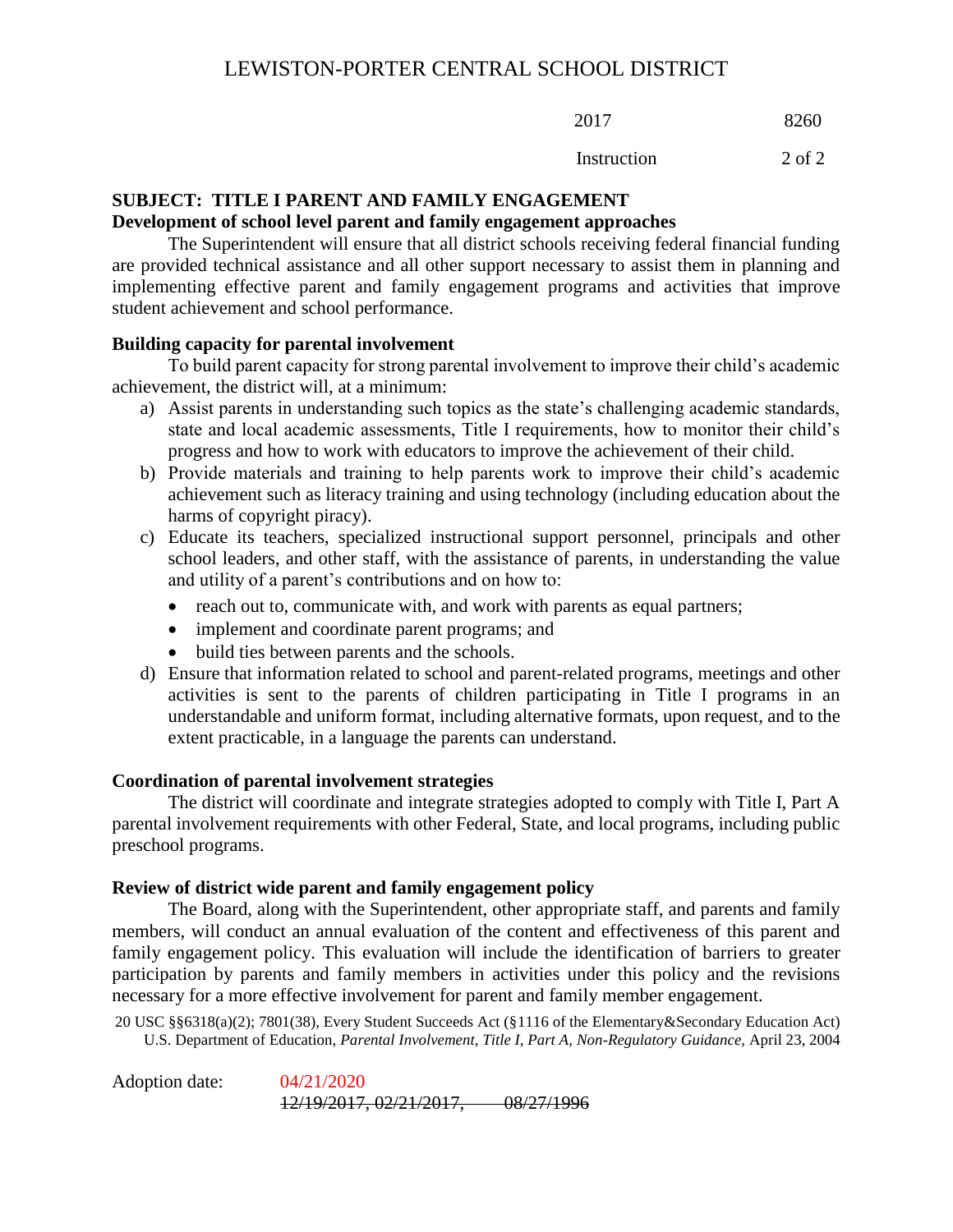## SUBJECT: TITLE I PARENT AND FAMILY ENGAGEMENT

### Development of school level parent and family engagement approaches

The Superintendent will ensure that all district schools receiving federal financial funding are provided technical assistance and all other support necessary to assist them in planning and implementing effective parent and family engagement programs and activities that improve student achievement and school performance.

### Building capacity for parental involvement

To build parent capacity for strong parental involvement to improve their child's academic achievement, the district will, at a minimum:

a) Assist parents in understanding such topics as the state's challenging academic standards, state and local academic assessments, Title I requirements, how to monitor their child's progress and how to work with educators to improve the achievement of their child.

b) Provide materials and training to help parents work to improve their child's academic achievement such as literacy training and using technology (including education about the harms of copyright piracy).

c) Educate its teachers, specialized instructional support personnel, principals and other school leaders, and other staff, with the assistance of parents, in understanding the value and utility of a parent's contributions and on how to:
   - reach out to, communicate with, and work with parents as equal partners;
   - implement and coordinate parent programs; and
   - build ties between parents and the schools.

d) Ensure that information related to school and parent-related programs, meetings and other activities is sent to the parents of children participating in Title I programs in an understandable and uniform format, including alternative formats, upon request, and to the extent practicable, in a language the parents can understand.

### Coordination of parental involvement strategies

The district will coordinate and integrate strategies adopted to comply with Title I, Part A parental involvement requirements with other Federal, State, and local programs, including public preschool programs.

### Review of district wide parent and family engagement policy

The Board, along with the Superintendent, other appropriate staff, and parents and family members, will conduct an annual evaluation of the content and effectiveness of this parent and family engagement policy. This evaluation will include the identification of barriers to greater participation by parents and family members in activities under this policy and the revisions necessary for a more effective involvement for parent and family member engagement.

20 USC §§6318(a)(2); 7801(38), Every Student Succeeds Act (§1116 of the Elementary&Secondary Education Act)
U.S. Department of Education, *Parental Involvement, Title I, Part A, Non-Regulatory Guidance,* April 23, 2004

Adoption date: 04/21/2020
~~12/19/2017, 02/21/2017, 08/27/1996~~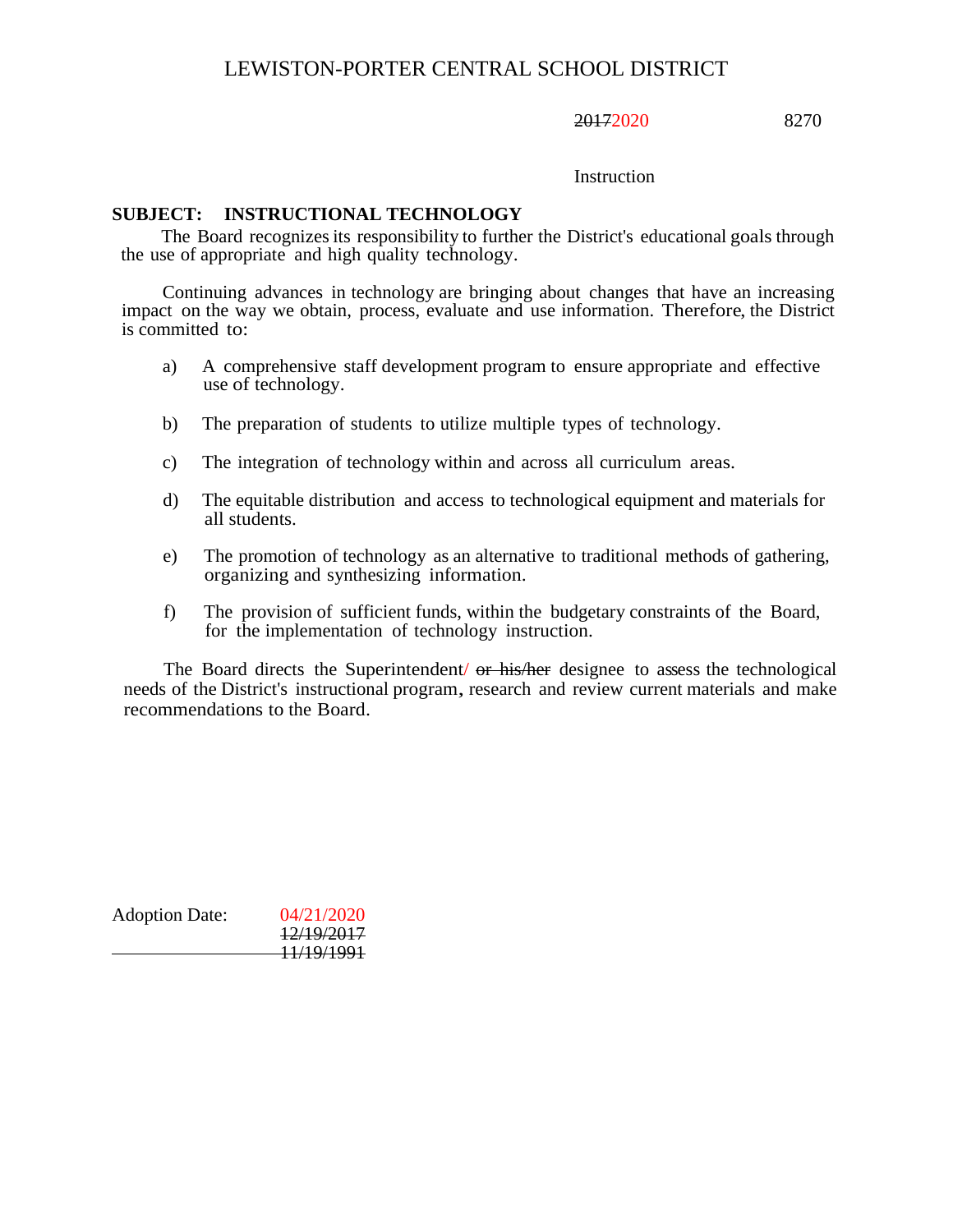# LEWISTON-PORTER CENTRAL SCHOOL DISTRICT

~~2017~~2020 8270

Instruction

**SUBJECT: INSTRUCTIONAL TECHNOLOGY**

The Board recognizes its responsibility to further the District's educational goals through the use of appropriate and high quality technology.

Continuing advances in technology are bringing about changes that have an increasing impact on the way we obtain, process, evaluate and use information. Therefore, the District is committed to:

a) A comprehensive staff development program to ensure appropriate and effective use of technology.

b) The preparation of students to utilize multiple types of technology.

c) The integration of technology within and across all curriculum areas.

d) The equitable distribution and access to technological equipment and materials for all students.

e) The promotion of technology as an alternative to traditional methods of gathering, organizing and synthesizing information.

f) The provision of sufficient funds, within the budgetary constraints of the Board, for the implementation of technology instruction.

The Board directs the Superintendent/ ~~or his/her~~ designee to assess the technological needs of the District's instructional program, research and review current materials and make recommendations to the Board.

Adoption Date: 04/21/2020
~~12/19/2017~~
~~11/19/1991~~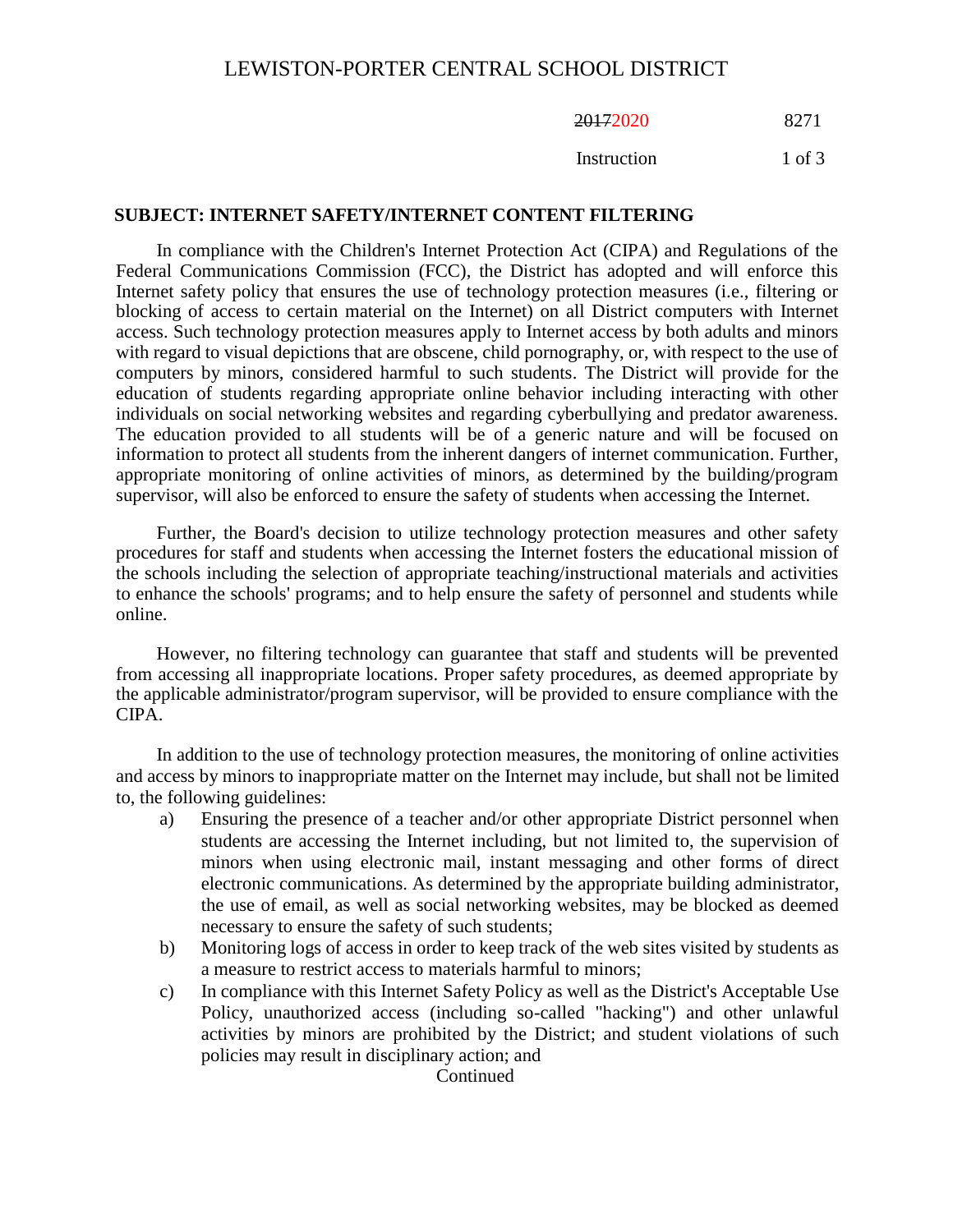# LEWISTON-PORTER CENTRAL SCHOOL DISTRICT

~~2017~~2020 8271

Instruction

**SUBJECT: INTERNET SAFETY/INTERNET CONTENT FILTERING**

In compliance with the Children's Internet Protection Act (CIPA) and Regulations of the Federal Communications Commission (FCC), the District has adopted and will enforce this Internet safety policy that ensures the use of technology protection measures (i.e., filtering or blocking of access to certain material on the Internet) on all District computers with Internet access. Such technology protection measures apply to Internet access by both adults and minors with regard to visual depictions that are obscene, child pornography, or, with respect to the use of computers by minors, considered harmful to such students. The District will provide for the education of students regarding appropriate online behavior including interacting with other individuals on social networking websites and regarding cyberbullying and predator awareness. The education provided to all students will be of a generic nature and will be focused on information to protect all students from the inherent dangers of internet communication. Further, appropriate monitoring of online activities of minors, as determined by the building/program supervisor, will also be enforced to ensure the safety of students when accessing the Internet.

Further, the Board's decision to utilize technology protection measures and other safety procedures for staff and students when accessing the Internet fosters the educational mission of the schools including the selection of appropriate teaching/instructional materials and activities to enhance the schools' programs; and to help ensure the safety of personnel and students while online.

However, no filtering technology can guarantee that staff and students will be prevented from accessing all inappropriate locations. Proper safety procedures, as deemed appropriate by the applicable administrator/program supervisor, will be provided to ensure compliance with the CIPA.

In addition to the use of technology protection measures, the monitoring of online activities and access by minors to inappropriate matter on the Internet may include, but shall not be limited to, the following guidelines:

a) Ensuring the presence of a teacher and/or other appropriate District personnel when students are accessing the Internet including, but not limited to, the supervision of minors when using electronic mail, instant messaging and other forms of direct electronic communications. As determined by the appropriate building administrator, the use of email, as well as social networking websites, may be blocked as deemed necessary to ensure the safety of such students;

b) Monitoring logs of access in order to keep track of the web sites visited by students as a measure to restrict access to materials harmful to minors;

c) In compliance with this Internet Safety Policy as well as the District's Acceptable Use Policy, unauthorized access (including so-called "hacking") and other unlawful activities by minors are prohibited by the District; and student violations of such policies may result in disciplinary action; and

Continued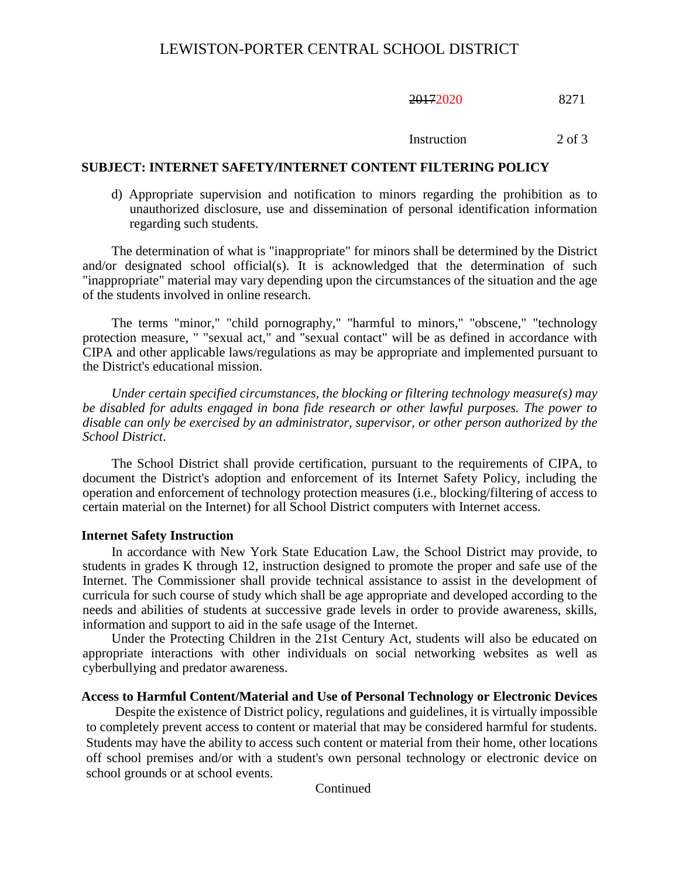## SUBJECT: INTERNET SAFETY/INTERNET CONTENT FILTERING POLICY

d) Appropriate supervision and notification to minors regarding the prohibition as to unauthorized disclosure, use and dissemination of personal identification information regarding such students.

The determination of what is "inappropriate" for minors shall be determined by the District and/or designated school official(s). It is acknowledged that the determination of such "inappropriate" material may vary depending upon the circumstances of the situation and the age of the students involved in online research.

The terms "minor," "child pornography," "harmful to minors," "obscene," "technology protection measure, " "sexual act," and "sexual contact" will be as defined in accordance with CIPA and other applicable laws/regulations as may be appropriate and implemented pursuant to the District's educational mission.

*Under certain specified circumstances, the blocking or filtering technology measure(s) may be disabled for adults engaged in bona fide research or other lawful purposes. The power to disable can only be exercised by an administrator, supervisor, or other person authorized by the School District.*

The School District shall provide certification, pursuant to the requirements of CIPA, to document the District's adoption and enforcement of its Internet Safety Policy, including the operation and enforcement of technology protection measures (i.e., blocking/filtering of access to certain material on the Internet) for all School District computers with Internet access.

**Internet Safety Instruction**

In accordance with New York State Education Law, the School District may provide, to students in grades K through 12, instruction designed to promote the proper and safe use of the Internet. The Commissioner shall provide technical assistance to assist in the development of curricula for such course of study which shall be age appropriate and developed according to the needs and abilities of students at successive grade levels in order to provide awareness, skills, information and support to aid in the safe usage of the Internet.

Under the Protecting Children in the 21st Century Act, students will also be educated on appropriate interactions with other individuals on social networking websites as well as cyberbullying and predator awareness.

**Access to Harmful Content/Material and Use of Personal Technology or Electronic Devices**

Despite the existence of District policy, regulations and guidelines, it is virtually impossible to completely prevent access to content or material that may be considered harmful for students. Students may have the ability to access such content or material from their home, other locations off school premises and/or with a student's own personal technology or electronic device on school grounds or at school events.

Continued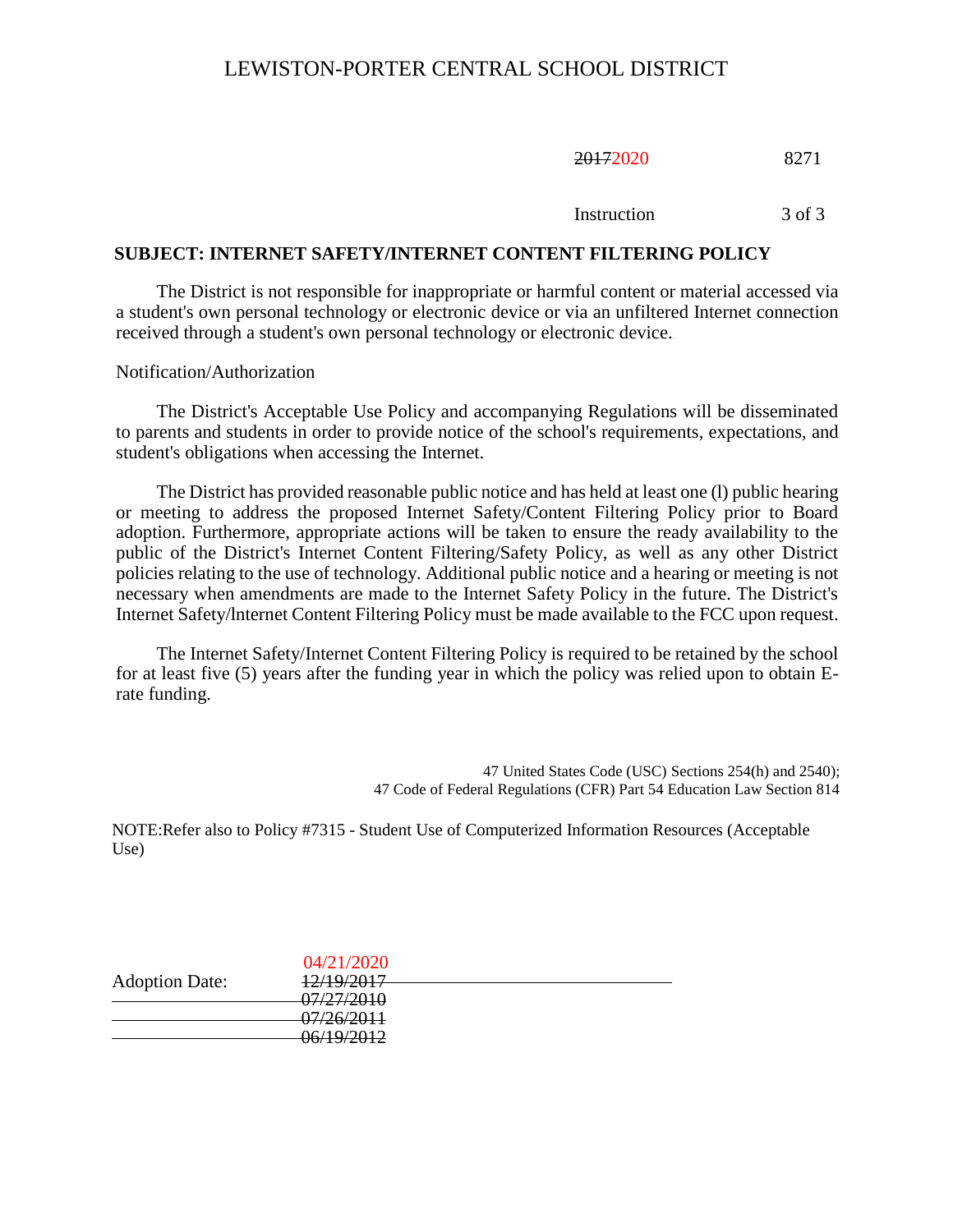SUBJECT: **INTERNET SAFETY/INTERNET CONTENT FILTERING POLICY**

The District is not responsible for inappropriate or harmful content or material accessed via a student's own personal technology or electronic device or via an unfiltered Internet connection received through a student's own personal technology or electronic device.

Notification/Authorization

The District's Acceptable Use Policy and accompanying Regulations will be disseminated to parents and students in order to provide notice of the school's requirements, expectations, and student's obligations when accessing the Internet.

The District has provided reasonable public notice and has held at least one (l) public hearing or meeting to address the proposed Internet Safety/Content Filtering Policy prior to Board adoption. Furthermore, appropriate actions will be taken to ensure the ready availability to the public of the District's Internet Content Filtering/Safety Policy, as well as any other District policies relating to the use of technology. Additional public notice and a hearing or meeting is not necessary when amendments are made to the Internet Safety Policy in the future. The District's Internet Safety/lnternet Content Filtering Policy must be made available to the FCC upon request.

The Internet Safety/Internet Content Filtering Policy is required to be retained by the school for at least five (5) years after the funding year in which the policy was relied upon to obtain E-rate funding.

47 United States Code (USC) Sections 254(h) and 2540);
47 Code of Federal Regulations (CFR) Part 54 Education Law Section 814

NOTE:Refer also to Policy #7315 - Student Use of Computerized Information Resources (Acceptable Use)

Adoption Date: 04/21/2020
~~12/19/2017~~
~~07/27/2010~~
~~07/26/2011~~
~~06/19/2012~~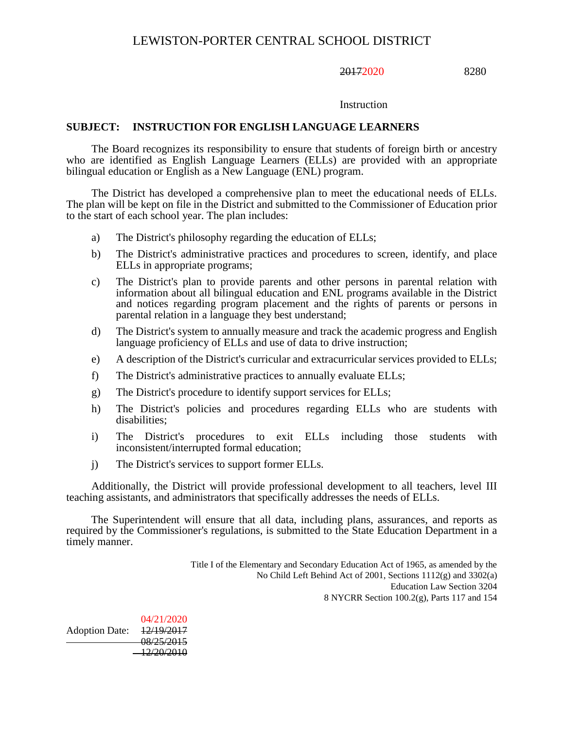# LEWISTON-PORTER CENTRAL SCHOOL DISTRICT

~~2017~~2020 8280

Instruction

**SUBJECT: INSTRUCTION FOR ENGLISH LANGUAGE LEARNERS**

The Board recognizes its responsibility to ensure that students of foreign birth or ancestry who are identified as English Language Learners (ELLs) are provided with an appropriate bilingual education or English as a New Language (ENL) program.

The District has developed a comprehensive plan to meet the educational needs of ELLs. The plan will be kept on file in the District and submitted to the Commissioner of Education prior to the start of each school year. The plan includes:

a) The District's philosophy regarding the education of ELLs;

b) The District's administrative practices and procedures to screen, identify, and place ELLs in appropriate programs;

c) The District's plan to provide parents and other persons in parental relation with information about all bilingual education and ENL programs available in the District and notices regarding program placement and the rights of parents or persons in parental relation in a language they best understand;

d) The District's system to annually measure and track the academic progress and English language proficiency of ELLs and use of data to drive instruction;

e) A description of the District's curricular and extracurricular services provided to ELLs;

f) The District's administrative practices to annually evaluate ELLs;

g) The District's procedure to identify support services for ELLs;

h) The District's policies and procedures regarding ELLs who are students with disabilities;

i) The District's procedures to exit ELLs including those students with inconsistent/interrupted formal education;

j) The District's services to support former ELLs.

Additionally, the District will provide professional development to all teachers, level III teaching assistants, and administrators that specifically addresses the needs of ELLs.

The Superintendent will ensure that all data, including plans, assurances, and reports as required by the Commissioner's regulations, is submitted to the State Education Department in a timely manner.

Title I of the Elementary and Secondary Education Act of 1965, as amended by the No Child Left Behind Act of 2001, Sections 1112(g) and 3302(a)
Education Law Section 3204
8 NYCRR Section 100.2(g), Parts 117 and 154

Adoption Date: 04/21/2020
~~12/19/2017~~
~~08/25/2015~~
~~12/20/2010~~